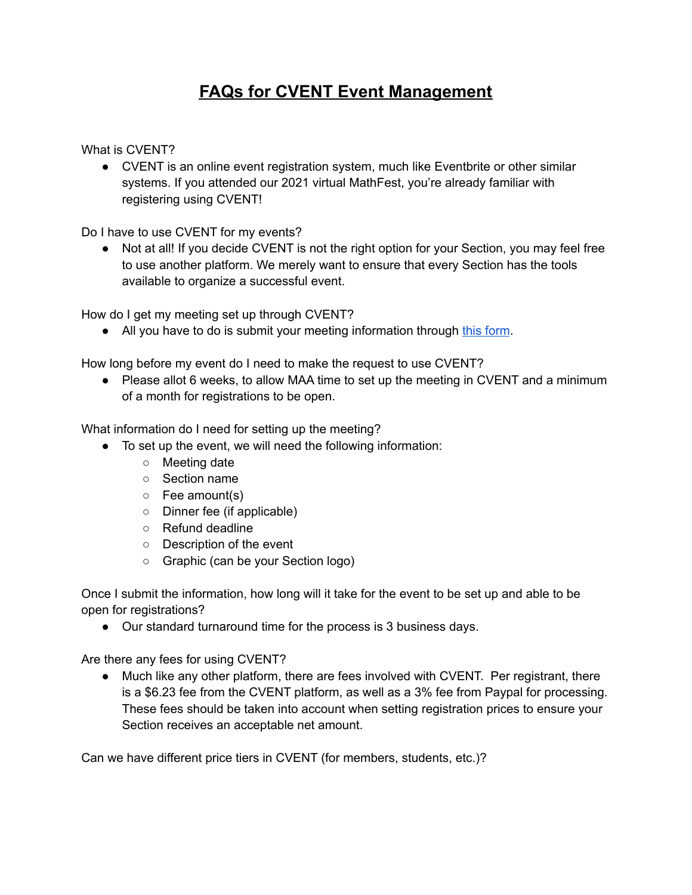# FAQs for CVENT Event Management

What is CVENT?

- CVENT is an online event registration system, much like Eventbrite or other similar systems. If you attended our 2021 virtual MathFest, you're already familiar with registering using CVENT!

Do I have to use CVENT for my events?

- Not at all! If you decide CVENT is not the right option for your Section, you may feel free to use another platform. We merely want to ensure that every Section has the tools available to organize a successful event.

How do I get my meeting set up through CVENT?

- All you have to do is submit your meeting information through [this form](#).

How long before my event do I need to make the request to use CVENT?

- Please allot 6 weeks, to allow MAA time to set up the meeting in CVENT and a minimum of a month for registrations to be open.

What information do I need for setting up the meeting?

- To set up the event, we will need the following information:
  - Meeting date
  - Section name
  - Fee amount(s)
  - Dinner fee (if applicable)
  - Refund deadline
  - Description of the event
  - Graphic (can be your Section logo)

Once I submit the information, how long will it take for the event to be set up and able to be open for registrations?

- Our standard turnaround time for the process is 3 business days.

Are there any fees for using CVENT?

- Much like any other platform, there are fees involved with CVENT. Per registrant, there is a $6.23 fee from the CVENT platform, as well as a 3% fee from Paypal for processing. These fees should be taken into account when setting registration prices to ensure your Section receives an acceptable net amount.

Can we have different price tiers in CVENT (for members, students, etc.)?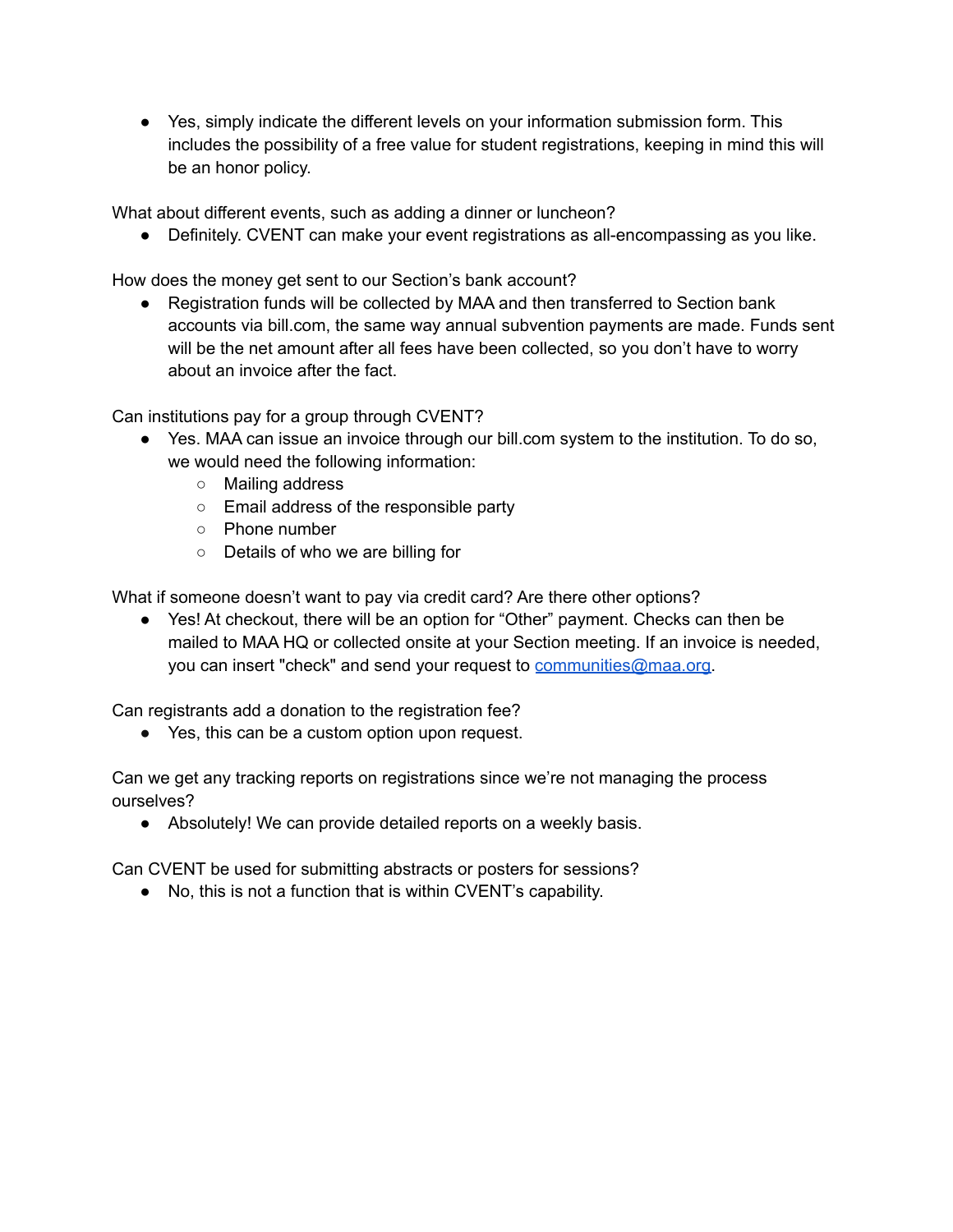- Yes, simply indicate the different levels on your information submission form. This includes the possibility of a free value for student registrations, keeping in mind this will be an honor policy.

What about different events, such as adding a dinner or luncheon?

- Definitely. CVENT can make your event registrations as all-encompassing as you like.

How does the money get sent to our Section's bank account?

- Registration funds will be collected by MAA and then transferred to Section bank accounts via bill.com, the same way annual subvention payments are made. Funds sent will be the net amount after all fees have been collected, so you don't have to worry about an invoice after the fact.

Can institutions pay for a group through CVENT?

- Yes. MAA can issue an invoice through our bill.com system to the institution. To do so, we would need the following information:
  - Mailing address
  - Email address of the responsible party
  - Phone number
  - Details of who we are billing for

What if someone doesn't want to pay via credit card? Are there other options?

- Yes! At checkout, there will be an option for "Other" payment. Checks can then be mailed to MAA HQ or collected onsite at your Section meeting. If an invoice is needed, you can insert "check" and send your request to communities@maa.org.

Can registrants add a donation to the registration fee?

- Yes, this can be a custom option upon request.

Can we get any tracking reports on registrations since we're not managing the process ourselves?

- Absolutely! We can provide detailed reports on a weekly basis.

Can CVENT be used for submitting abstracts or posters for sessions?

- No, this is not a function that is within CVENT's capability.